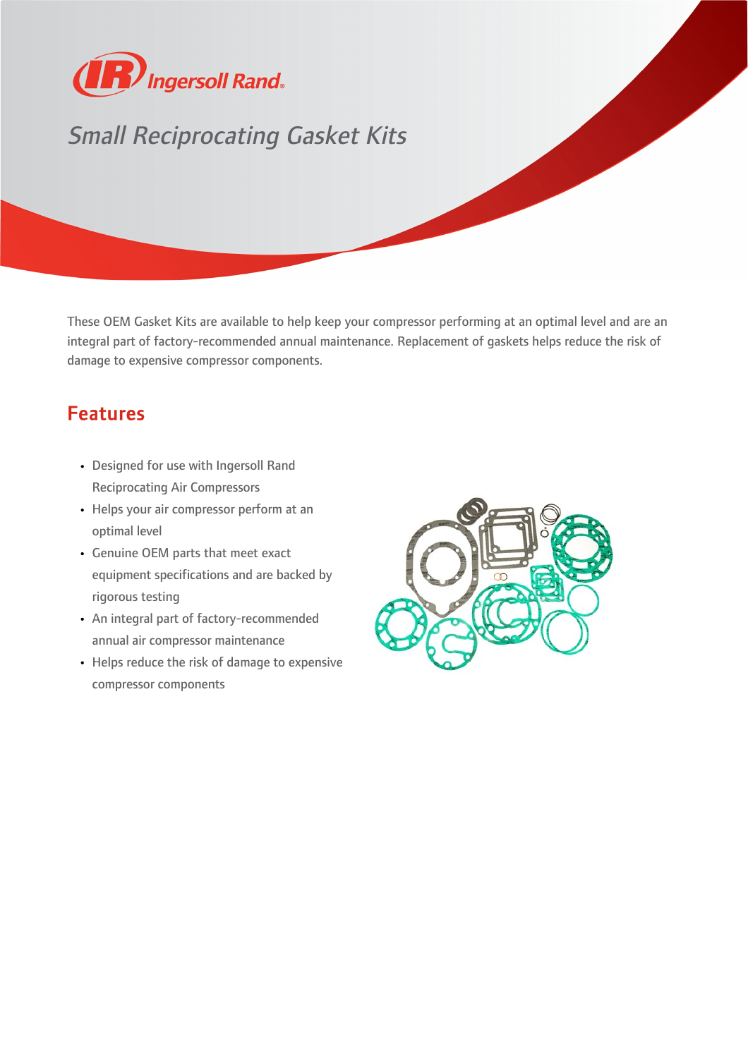# Small Reciprocating Gasket Kits

These OEM Gasket Kits are available to help keep your compressor performing at an optimal level and are an integral part of factory-recommended annual maintenance. Replacement of gaskets helps reduce the risk of damage to expensive compressor components.

## Features

- Designed for use with Ingersoll Rand Reciprocating Air Compressors
- Helps your air compressor perform at an optimal level
- Genuine OEM parts that meet exact equipment specifications and are backed by rigorous testing
- An integral part of factory-recommended annual air compressor maintenance
- Helps reduce the risk of damage to expensive compressor components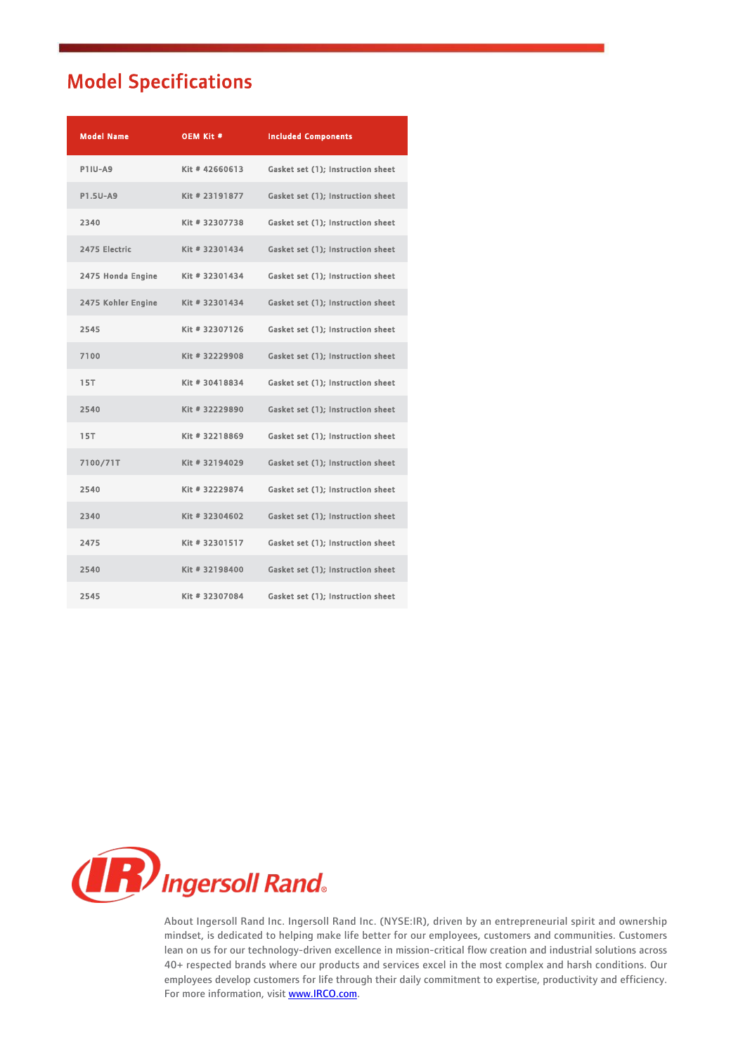## Model Specifications

| Model Name | OEM Kit # | Included Components |
|---|---|---|
| P1IU-A9 | Kit # 42660613 | Gasket set (1); Instruction sheet |
| P1.5U-A9 | Kit # 23191877 | Gasket set (1); Instruction sheet |
| 2340 | Kit # 32307738 | Gasket set (1); Instruction sheet |
| 2475 Electric | Kit # 32301434 | Gasket set (1); Instruction sheet |
| 2475 Honda Engine | Kit # 32301434 | Gasket set (1); Instruction sheet |
| 2475 Kohler Engine | Kit # 32301434 | Gasket set (1); Instruction sheet |
| 2545 | Kit # 32307126 | Gasket set (1); Instruction sheet |
| 7100 | Kit # 32229908 | Gasket set (1); Instruction sheet |
| 15T | Kit # 30418834 | Gasket set (1); Instruction sheet |
| 2540 | Kit # 32229890 | Gasket set (1); Instruction sheet |
| 15T | Kit # 32218869 | Gasket set (1); Instruction sheet |
| 7100/71T | Kit # 32194029 | Gasket set (1); Instruction sheet |
| 2540 | Kit # 32229874 | Gasket set (1); Instruction sheet |
| 2340 | Kit # 32304602 | Gasket set (1); Instruction sheet |
| 2475 | Kit # 32301517 | Gasket set (1); Instruction sheet |
| 2540 | Kit # 32198400 | Gasket set (1); Instruction sheet |
| 2545 | Kit # 32307084 | Gasket set (1); Instruction sheet |

Ingersoll Rand

About Ingersoll Rand Inc. Ingersoll Rand Inc. (NYSE:IR), driven by an entrepreneurial spirit and ownership mindset, is dedicated to helping make life better for our employees, customers and communities. Customers lean on us for our technology-driven excellence in mission-critical flow creation and industrial solutions across 40+ respected brands where our products and services excel in the most complex and harsh conditions. Our employees develop customers for life through their daily commitment to expertise, productivity and efficiency. For more information, visit www.IRCO.com.